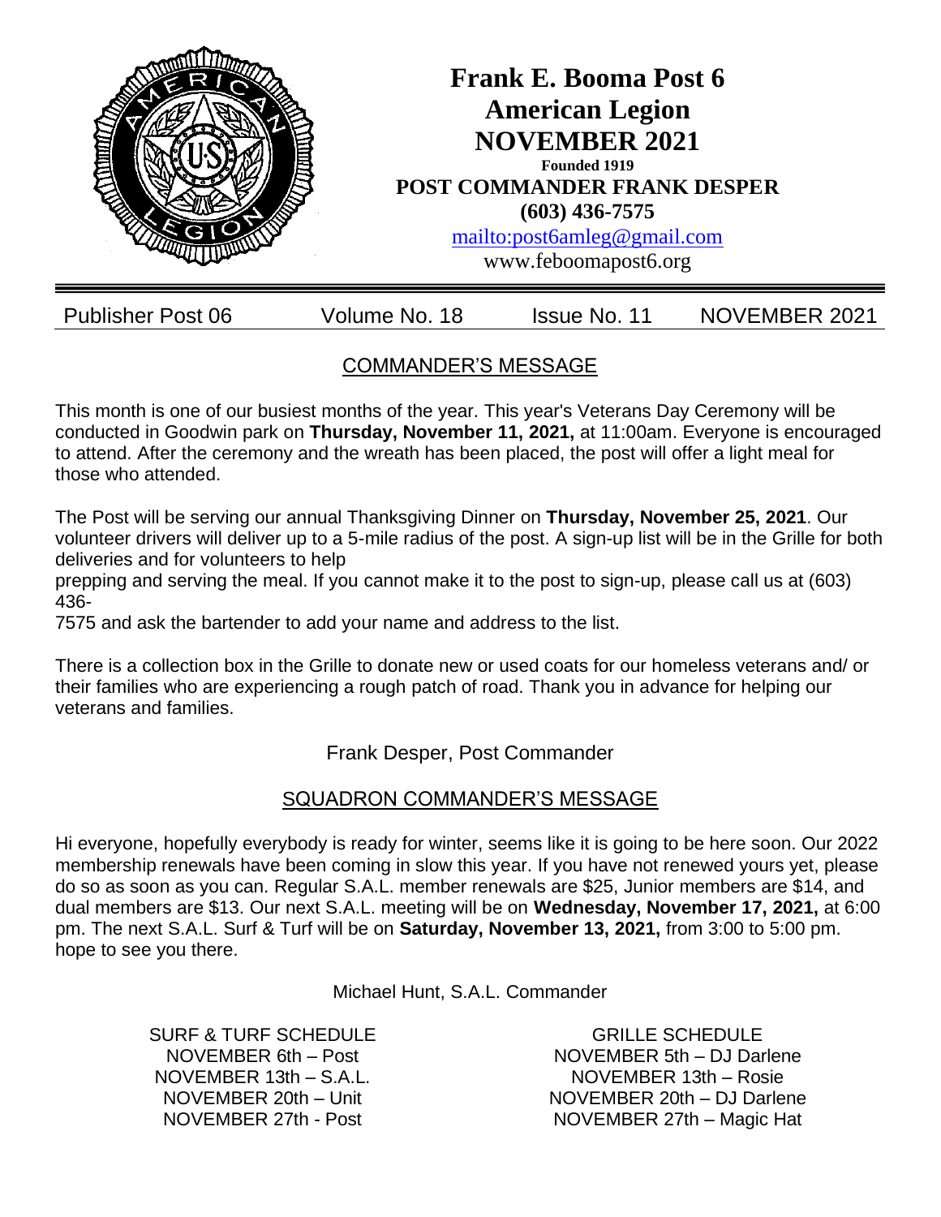# Frank E. Booma Post 6
# American Legion
# NOVEMBER 2021

**Founded 1919**

**POST COMMANDER FRANK DESPER**

**(603) 436-7575**

[mailto:post6amleg@gmail.com](mailto:post6amleg@gmail.com)

www.feboomapost6.org

Publisher Post 06 | Volume No. 18 | Issue No. 11 | NOVEMBER 2021

## COMMANDER'S MESSAGE

This month is one of our busiest months of the year. This year's Veterans Day Ceremony will be conducted in Goodwin park on **Thursday, November 11, 2021,** at 11:00am. Everyone is encouraged to attend. After the ceremony and the wreath has been placed, the post will offer a light meal for those who attended.

The Post will be serving our annual Thanksgiving Dinner on **Thursday, November 25, 2021**. Our volunteer drivers will deliver up to a 5-mile radius of the post. A sign-up list will be in the Grille for both deliveries and for volunteers to help prepping and serving the meal. If you cannot make it to the post to sign-up, please call us at (603) 436-7575 and ask the bartender to add your name and address to the list.

There is a collection box in the Grille to donate new or used coats for our homeless veterans and/ or their families who are experiencing a rough patch of road. Thank you in advance for helping our veterans and families.

Frank Desper, Post Commander

## SQUADRON COMMANDER'S MESSAGE

Hi everyone, hopefully everybody is ready for winter, seems like it is going to be here soon. Our 2022 membership renewals have been coming in slow this year. If you have not renewed yours yet, please do so as soon as you can. Regular S.A.L. member renewals are $25, Junior members are $14, and dual members are $13. Our next S.A.L. meeting will be on **Wednesday, November 17, 2021,** at 6:00 pm. The next S.A.L. Surf & Turf will be on **Saturday, November 13, 2021,** from 3:00 to 5:00 pm. hope to see you there.

Michael Hunt, S.A.L. Commander

SURF & TURF SCHEDULE
NOVEMBER 6th – Post
NOVEMBER 13th – S.A.L.
NOVEMBER 20th – Unit
NOVEMBER 27th - Post

GRILLE SCHEDULE
NOVEMBER 5th – DJ Darlene
NOVEMBER 13th – Rosie
NOVEMBER 20th – DJ Darlene
NOVEMBER 27th – Magic Hat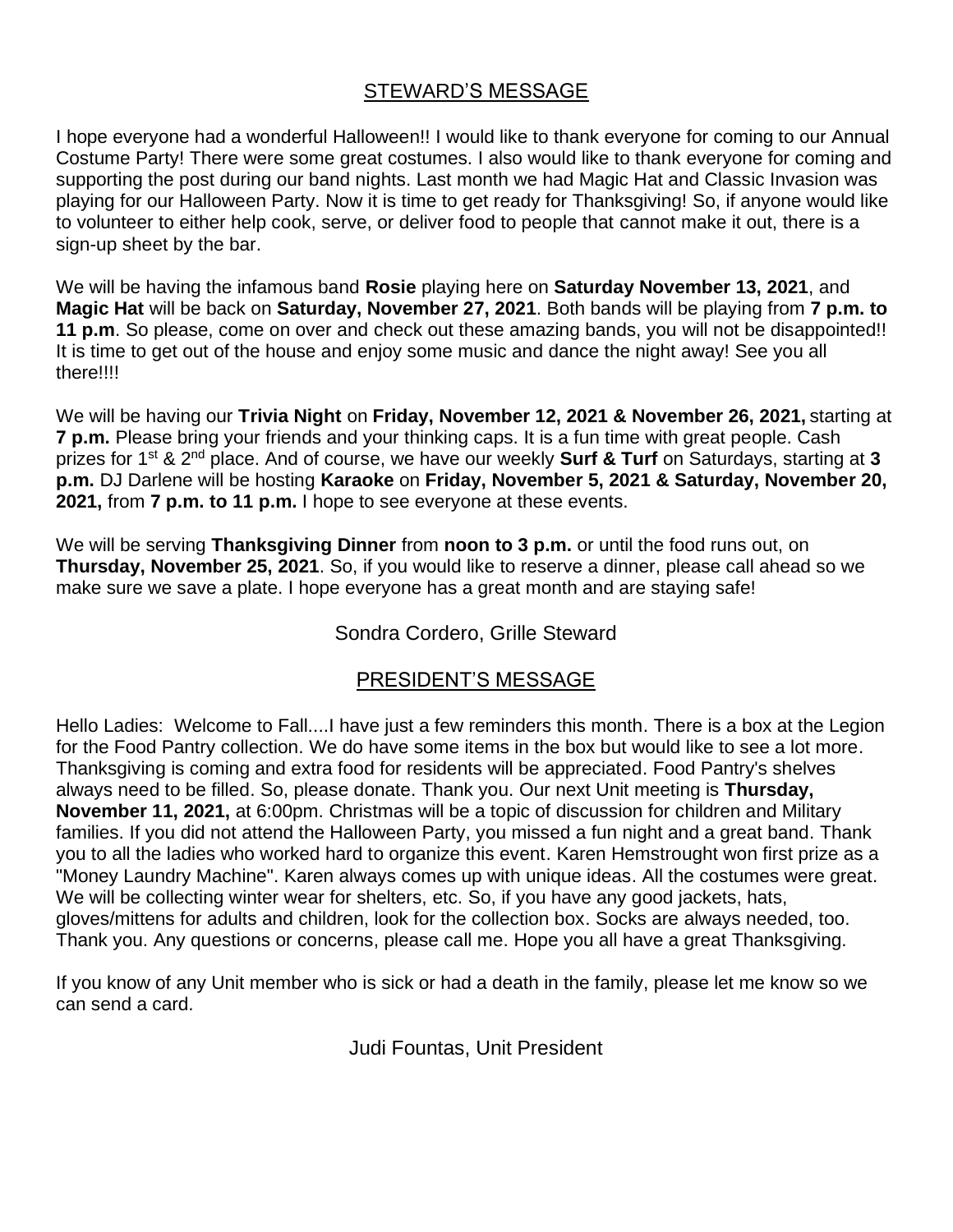## STEWARD'S MESSAGE

I hope everyone had a wonderful Halloween!! I would like to thank everyone for coming to our Annual Costume Party! There were some great costumes. I also would like to thank everyone for coming and supporting the post during our band nights. Last month we had Magic Hat and Classic Invasion was playing for our Halloween Party. Now it is time to get ready for Thanksgiving! So, if anyone would like to volunteer to either help cook, serve, or deliver food to people that cannot make it out, there is a sign-up sheet by the bar.

We will be having the infamous band **Rosie** playing here on **Saturday November 13, 2021**, and **Magic Hat** will be back on **Saturday, November 27, 2021**. Both bands will be playing from **7 p.m. to 11 p.m**. So please, come on over and check out these amazing bands, you will not be disappointed!! It is time to get out of the house and enjoy some music and dance the night away! See you all there!!!!

We will be having our **Trivia Night** on **Friday, November 12, 2021 & November 26, 2021,** starting at **7 p.m.** Please bring your friends and your thinking caps. It is a fun time with great people. Cash prizes for 1st & 2nd place. And of course, we have our weekly **Surf & Turf** on Saturdays, starting at **3 p.m.** DJ Darlene will be hosting **Karaoke** on **Friday, November 5, 2021 & Saturday, November 20, 2021,** from **7 p.m. to 11 p.m.** I hope to see everyone at these events.

We will be serving **Thanksgiving Dinner** from **noon to 3 p.m.** or until the food runs out, on **Thursday, November 25, 2021**. So, if you would like to reserve a dinner, please call ahead so we make sure we save a plate. I hope everyone has a great month and are staying safe!

Sondra Cordero, Grille Steward

## PRESIDENT'S MESSAGE

Hello Ladies: Welcome to Fall....I have just a few reminders this month. There is a box at the Legion for the Food Pantry collection. We do have some items in the box but would like to see a lot more. Thanksgiving is coming and extra food for residents will be appreciated. Food Pantry's shelves always need to be filled. So, please donate. Thank you. Our next Unit meeting is **Thursday, November 11, 2021,** at 6:00pm. Christmas will be a topic of discussion for children and Military families. If you did not attend the Halloween Party, you missed a fun night and a great band. Thank you to all the ladies who worked hard to organize this event. Karen Hemstrought won first prize as a "Money Laundry Machine". Karen always comes up with unique ideas. All the costumes were great. We will be collecting winter wear for shelters, etc. So, if you have any good jackets, hats, gloves/mittens for adults and children, look for the collection box. Socks are always needed, too. Thank you. Any questions or concerns, please call me. Hope you all have a great Thanksgiving.

If you know of any Unit member who is sick or had a death in the family, please let me know so we can send a card.

Judi Fountas, Unit President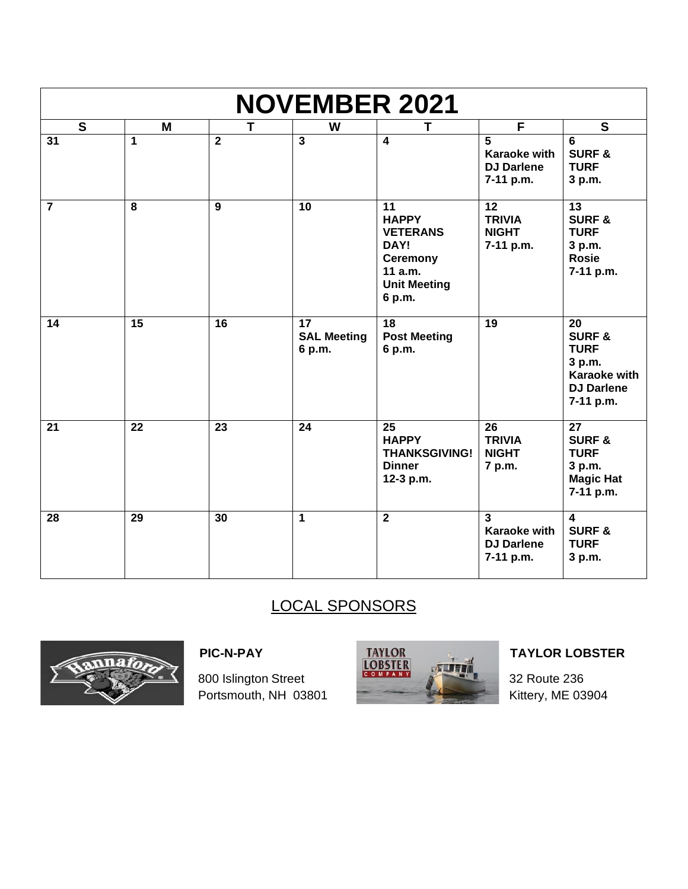# NOVEMBER 2021

| S | M | T | W | T | F | S |
|---|---|---|---|---|---|---|
| **31** | **1** | **2** | **3** | **4** | **5** **Karaoke with DJ Darlene 7-11 p.m.** | **6** **SURF & TURF 3 p.m.** |
| **7** | **8** | **9** | **10** | **11** **HAPPY VETERANS DAY! Ceremony 11 a.m. Unit Meeting 6 p.m.** | **12** **TRIVIA NIGHT 7-11 p.m.** | **13** **SURF & TURF 3 p.m. Rosie 7-11 p.m.** |
| **14** | **15** | **16** | **17** **SAL Meeting 6 p.m.** | **18** **Post Meeting 6 p.m.** | **19** | **20** **SURF & TURF 3 p.m. Karaoke with DJ Darlene 7-11 p.m.** |
| **21** | **22** | **23** | **24** | **25** **HAPPY THANKSGIVING! Dinner 12-3 p.m.** | **26** **TRIVIA NIGHT 7 p.m.** | **27** **SURF & TURF 3 p.m. Magic Hat 7-11 p.m.** |
| **28** | **29** | **30** | **1** | **2** | **3** **Karaoke with DJ Darlene 7-11 p.m.** | **4** **SURF & TURF 3 p.m.** |

## LOCAL SPONSORS

**PIC-N-PAY**

800 Islington Street
Portsmouth, NH 03801

**TAYLOR LOBSTER**

32 Route 236
Kittery, ME 03904